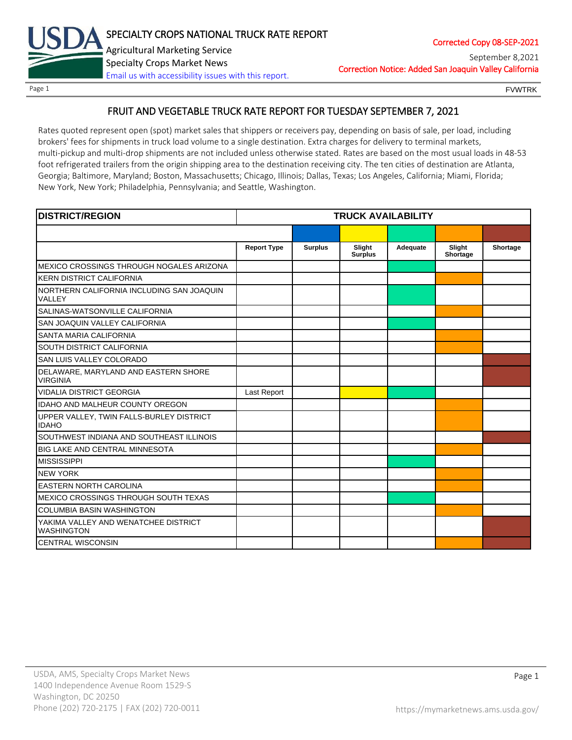# SPECIALTY CROPS NATIONAL TRUCK RATE REPORT

Agricultural Marketing Service
Specialty Crops Market News
Email us with accessibility issues with this report.

Corrected Copy 08-SEP-2021

September 8,2021

Correction Notice: Added San Joaquin Valley California

FVWTRK

## FRUIT AND VEGETABLE TRUCK RATE REPORT FOR TUESDAY SEPTEMBER 7, 2021

Rates quoted represent open (spot) market sales that shippers or receivers pay, depending on basis of sale, per load, including brokers' fees for shipments in truck load volume to a single destination. Extra charges for delivery to terminal markets, multi-pickup and multi-drop shipments are not included unless otherwise stated. Rates are based on the most usual loads in 48-53 foot refrigerated trailers from the origin shipping area to the destination receiving city. The ten cities of destination are Atlanta, Georgia; Baltimore, Maryland; Boston, Massachusetts; Chicago, Illinois; Dallas, Texas; Los Angeles, California; Miami, Florida; New York, New York; Philadelphia, Pennsylvania; and Seattle, Washington.

| DISTRICT/REGION | TRUCK AVAILABILITY | | | | | |
|---|---|---|---|---|---|---|
| | Report Type | Surplus | Slight Surplus | Adequate | Slight Shortage | Shortage |
| MEXICO CROSSINGS THROUGH NOGALES ARIZONA | | | | X | | |
| KERN DISTRICT CALIFORNIA | | | | | X | |
| NORTHERN CALIFORNIA INCLUDING SAN JOAQUIN VALLEY | | | | X | | |
| SALINAS-WATSONVILLE CALIFORNIA | | | | | X | |
| SAN JOAQUIN VALLEY CALIFORNIA | | | | X | | |
| SANTA MARIA CALIFORNIA | | | | | X | |
| SOUTH DISTRICT CALIFORNIA | | | | | X | |
| SAN LUIS VALLEY COLORADO | | | | | | X |
| DELAWARE, MARYLAND AND EASTERN SHORE VIRGINIA | | | | | | X |
| VIDALIA DISTRICT GEORGIA | Last Report | | X | X | | |
| IDAHO AND MALHEUR COUNTY OREGON | | | | | X | |
| UPPER VALLEY, TWIN FALLS-BURLEY DISTRICT IDAHO | | | | | X | |
| SOUTHWEST INDIANA AND SOUTHEAST ILLINOIS | | | | | | X |
| BIG LAKE AND CENTRAL MINNESOTA | | | | | X | |
| MISSISSIPPI | | | | X | | |
| NEW YORK | | | | | X | |
| EASTERN NORTH CAROLINA | | | | | X | |
| MEXICO CROSSINGS THROUGH SOUTH TEXAS | | | | X | | |
| COLUMBIA BASIN WASHINGTON | | | | | X | |
| YAKIMA VALLEY AND WENATCHEE DISTRICT WASHINGTON | | | | | | X |
| CENTRAL WISCONSIN | | | | | X | X |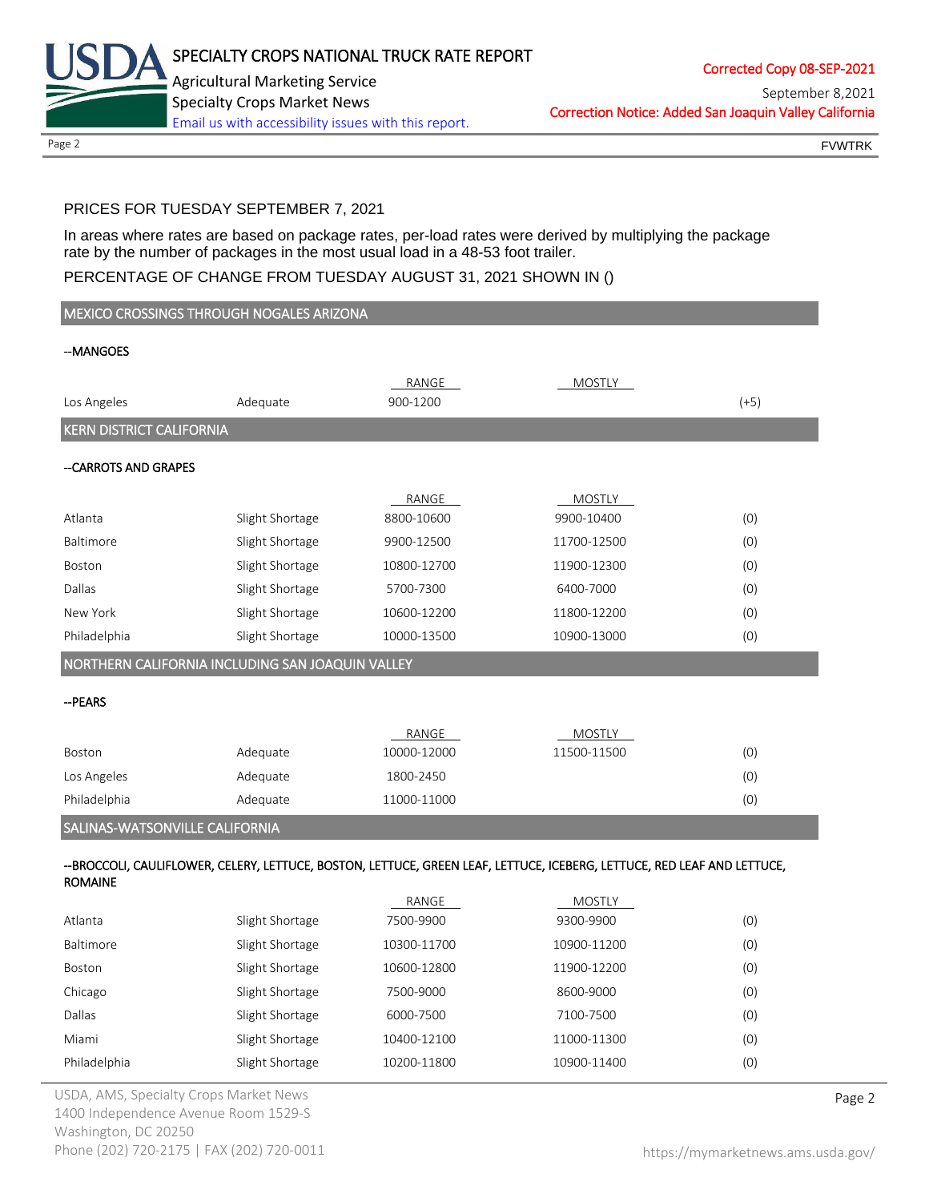PRICES FOR TUESDAY SEPTEMBER 7, 2021

In areas where rates are based on package rates, per-load rates were derived by multiplying the package rate by the number of packages in the most usual load in a 48-53 foot trailer.

PERCENTAGE OF CHANGE FROM TUESDAY AUGUST 31, 2021 SHOWN IN ()

## MEXICO CROSSINGS THROUGH NOGALES ARIZONA

--MANGOES

| | | RANGE | MOSTLY | |
|---|---|---|---|---|
| Los Angeles | Adequate | 900-1200 | | (+5) |

## KERN DISTRICT CALIFORNIA

--CARROTS AND GRAPES

| | | RANGE | MOSTLY | |
|---|---|---|---|---|
| Atlanta | Slight Shortage | 8800-10600 | 9900-10400 | (0) |
| Baltimore | Slight Shortage | 9900-12500 | 11700-12500 | (0) |
| Boston | Slight Shortage | 10800-12700 | 11900-12300 | (0) |
| Dallas | Slight Shortage | 5700-7300 | 6400-7000 | (0) |
| New York | Slight Shortage | 10600-12200 | 11800-12200 | (0) |
| Philadelphia | Slight Shortage | 10000-13500 | 10900-13000 | (0) |

## NORTHERN CALIFORNIA INCLUDING SAN JOAQUIN VALLEY

--PEARS

| | | RANGE | MOSTLY | |
|---|---|---|---|---|
| Boston | Adequate | 10000-12000 | 11500-11500 | (0) |
| Los Angeles | Adequate | 1800-2450 | | (0) |
| Philadelphia | Adequate | 11000-11000 | | (0) |

## SALINAS-WATSONVILLE CALIFORNIA

--BROCCOLI, CAULIFLOWER, CELERY, LETTUCE, BOSTON, LETTUCE, GREEN LEAF, LETTUCE, ICEBERG, LETTUCE, RED LEAF AND LETTUCE, ROMAINE

| | | RANGE | MOSTLY | |
|---|---|---|---|---|
| Atlanta | Slight Shortage | 7500-9900 | 9300-9900 | (0) |
| Baltimore | Slight Shortage | 10300-11700 | 10900-11200 | (0) |
| Boston | Slight Shortage | 10600-12800 | 11900-12200 | (0) |
| Chicago | Slight Shortage | 7500-9000 | 8600-9000 | (0) |
| Dallas | Slight Shortage | 6000-7500 | 7100-7500 | (0) |
| Miami | Slight Shortage | 10400-12100 | 11000-11300 | (0) |
| Philadelphia | Slight Shortage | 10200-11800 | 10900-11400 | (0) |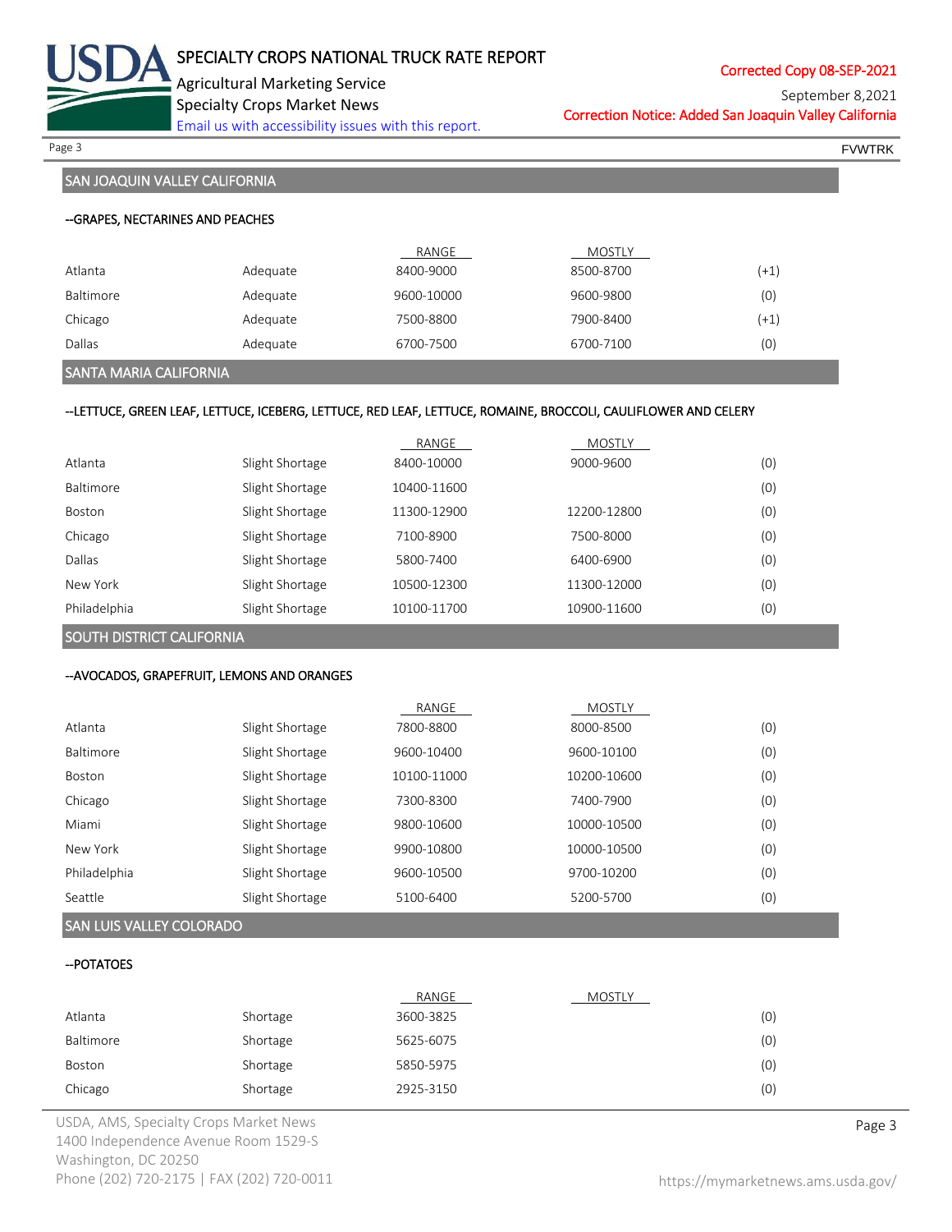## SAN JOAQUIN VALLEY CALIFORNIA

### --GRAPES, NECTARINES AND PEACHES

| | | RANGE | MOSTLY | |
|---|---|---|---|---|
| Atlanta | Adequate | 8400-9000 | 8500-8700 | (+1) |
| Baltimore | Adequate | 9600-10000 | 9600-9800 | (0) |
| Chicago | Adequate | 7500-8800 | 7900-8400 | (+1) |
| Dallas | Adequate | 6700-7500 | 6700-7100 | (0) |

## SANTA MARIA CALIFORNIA

### --LETTUCE, GREEN LEAF, LETTUCE, ICEBERG, LETTUCE, RED LEAF, LETTUCE, ROMAINE, BROCCOLI, CAULIFLOWER AND CELERY

| | | RANGE | MOSTLY | |
|---|---|---|---|---|
| Atlanta | Slight Shortage | 8400-10000 | 9000-9600 | (0) |
| Baltimore | Slight Shortage | 10400-11600 | | (0) |
| Boston | Slight Shortage | 11300-12900 | 12200-12800 | (0) |
| Chicago | Slight Shortage | 7100-8900 | 7500-8000 | (0) |
| Dallas | Slight Shortage | 5800-7400 | 6400-6900 | (0) |
| New York | Slight Shortage | 10500-12300 | 11300-12000 | (0) |
| Philadelphia | Slight Shortage | 10100-11700 | 10900-11600 | (0) |

## SOUTH DISTRICT CALIFORNIA

### --AVOCADOS, GRAPEFRUIT, LEMONS AND ORANGES

| | | RANGE | MOSTLY | |
|---|---|---|---|---|
| Atlanta | Slight Shortage | 7800-8800 | 8000-8500 | (0) |
| Baltimore | Slight Shortage | 9600-10400 | 9600-10100 | (0) |
| Boston | Slight Shortage | 10100-11000 | 10200-10600 | (0) |
| Chicago | Slight Shortage | 7300-8300 | 7400-7900 | (0) |
| Miami | Slight Shortage | 9800-10600 | 10000-10500 | (0) |
| New York | Slight Shortage | 9900-10800 | 10000-10500 | (0) |
| Philadelphia | Slight Shortage | 9600-10500 | 9700-10200 | (0) |
| Seattle | Slight Shortage | 5100-6400 | 5200-5700 | (0) |

## SAN LUIS VALLEY COLORADO

### --POTATOES

| | | RANGE | MOSTLY | |
|---|---|---|---|---|
| Atlanta | Shortage | 3600-3825 | | (0) |
| Baltimore | Shortage | 5625-6075 | | (0) |
| Boston | Shortage | 5850-5975 | | (0) |
| Chicago | Shortage | 2925-3150 | | (0) |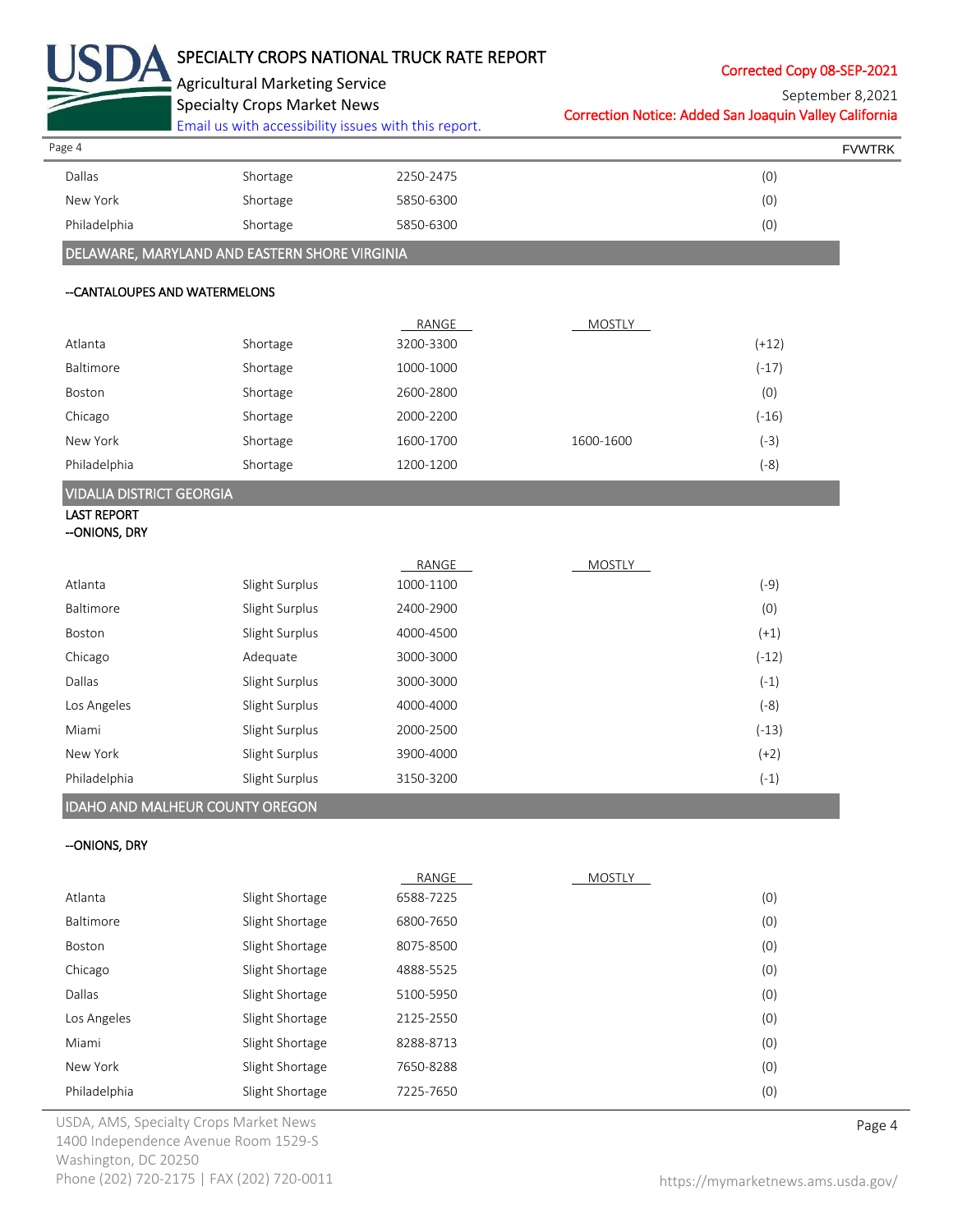| | | | | |
|---|---|---|---|---|
| Dallas | Shortage | 2250-2475 | | (0) |
| New York | Shortage | 5850-6300 | | (0) |
| Philadelphia | Shortage | 5850-6300 | | (0) |

## DELAWARE, MARYLAND AND EASTERN SHORE VIRGINIA

**--CANTALOUPES AND WATERMELONS**

| | | RANGE | MOSTLY | |
|---|---|---|---|---|
| Atlanta | Shortage | 3200-3300 | | (+12) |
| Baltimore | Shortage | 1000-1000 | | (-17) |
| Boston | Shortage | 2600-2800 | | (0) |
| Chicago | Shortage | 2000-2200 | | (-16) |
| New York | Shortage | 1600-1700 | 1600-1600 | (-3) |
| Philadelphia | Shortage | 1200-1200 | | (-8) |

## VIDALIA DISTRICT GEORGIA

**LAST REPORT**

**--ONIONS, DRY**

| | | RANGE | MOSTLY | |
|---|---|---|---|---|
| Atlanta | Slight Surplus | 1000-1100 | | (-9) |
| Baltimore | Slight Surplus | 2400-2900 | | (0) |
| Boston | Slight Surplus | 4000-4500 | | (+1) |
| Chicago | Adequate | 3000-3000 | | (-12) |
| Dallas | Slight Surplus | 3000-3000 | | (-1) |
| Los Angeles | Slight Surplus | 4000-4000 | | (-8) |
| Miami | Slight Surplus | 2000-2500 | | (-13) |
| New York | Slight Surplus | 3900-4000 | | (+2) |
| Philadelphia | Slight Surplus | 3150-3200 | | (-1) |

## IDAHO AND MALHEUR COUNTY OREGON

**--ONIONS, DRY**

| | | RANGE | MOSTLY | |
|---|---|---|---|---|
| Atlanta | Slight Shortage | 6588-7225 | | (0) |
| Baltimore | Slight Shortage | 6800-7650 | | (0) |
| Boston | Slight Shortage | 8075-8500 | | (0) |
| Chicago | Slight Shortage | 4888-5525 | | (0) |
| Dallas | Slight Shortage | 5100-5950 | | (0) |
| Los Angeles | Slight Shortage | 2125-2550 | | (0) |
| Miami | Slight Shortage | 8288-8713 | | (0) |
| New York | Slight Shortage | 7650-8288 | | (0) |
| Philadelphia | Slight Shortage | 7225-7650 | | (0) |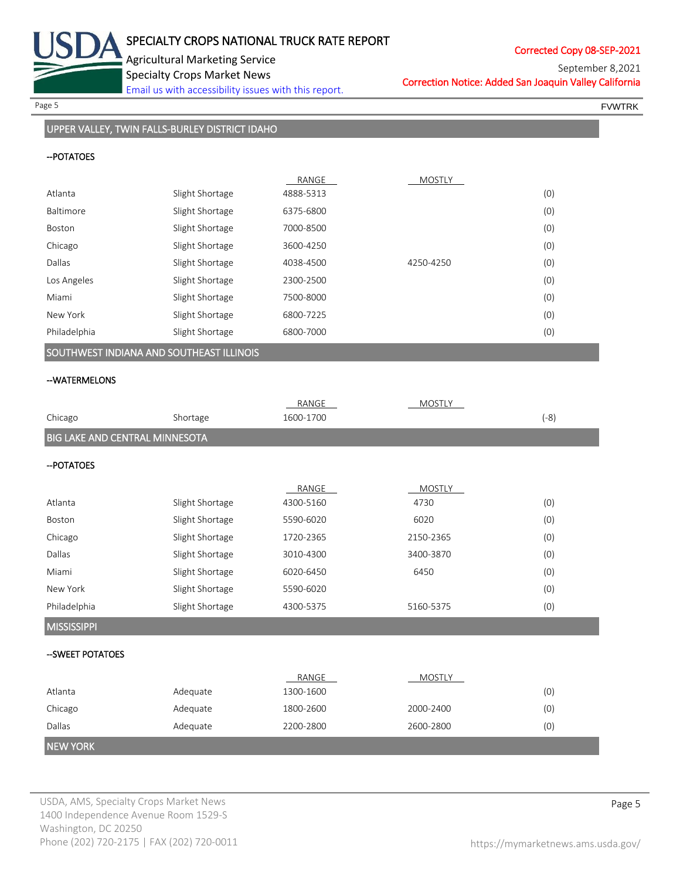## UPPER VALLEY, TWIN FALLS-BURLEY DISTRICT IDAHO

--POTATOES

| | | RANGE | MOSTLY | |
|---|---|---|---|---|
| Atlanta | Slight Shortage | 4888-5313 | | (0) |
| Baltimore | Slight Shortage | 6375-6800 | | (0) |
| Boston | Slight Shortage | 7000-8500 | | (0) |
| Chicago | Slight Shortage | 3600-4250 | | (0) |
| Dallas | Slight Shortage | 4038-4500 | 4250-4250 | (0) |
| Los Angeles | Slight Shortage | 2300-2500 | | (0) |
| Miami | Slight Shortage | 7500-8000 | | (0) |
| New York | Slight Shortage | 6800-7225 | | (0) |
| Philadelphia | Slight Shortage | 6800-7000 | | (0) |

## SOUTHWEST INDIANA AND SOUTHEAST ILLINOIS

--WATERMELONS

| | | RANGE | MOSTLY | |
|---|---|---|---|---|
| Chicago | Shortage | 1600-1700 | | (-8) |

## BIG LAKE AND CENTRAL MINNESOTA

--POTATOES

| | | RANGE | MOSTLY | |
|---|---|---|---|---|
| Atlanta | Slight Shortage | 4300-5160 | 4730 | (0) |
| Boston | Slight Shortage | 5590-6020 | 6020 | (0) |
| Chicago | Slight Shortage | 1720-2365 | 2150-2365 | (0) |
| Dallas | Slight Shortage | 3010-4300 | 3400-3870 | (0) |
| Miami | Slight Shortage | 6020-6450 | 6450 | (0) |
| New York | Slight Shortage | 5590-6020 | | (0) |
| Philadelphia | Slight Shortage | 4300-5375 | 5160-5375 | (0) |

## MISSISSIPPI

--SWEET POTATOES

| | | RANGE | MOSTLY | |
|---|---|---|---|---|
| Atlanta | Adequate | 1300-1600 | | (0) |
| Chicago | Adequate | 1800-2600 | 2000-2400 | (0) |
| Dallas | Adequate | 2200-2800 | 2600-2800 | (0) |

## NEW YORK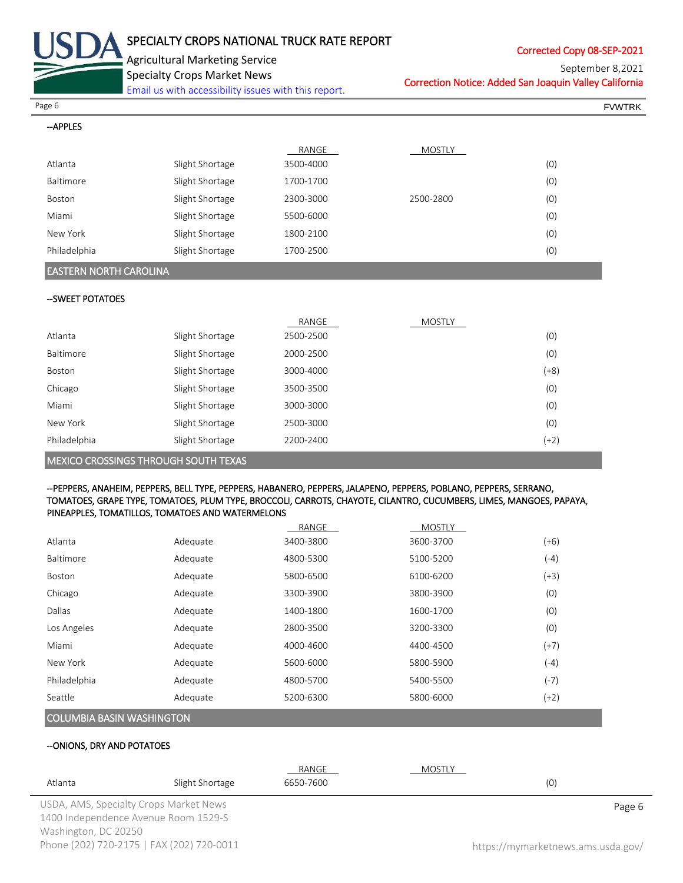--APPLES

| | | RANGE | MOSTLY | |
|---|---|---|---|---|
| Atlanta | Slight Shortage | 3500-4000 | | (0) |
| Baltimore | Slight Shortage | 1700-1700 | | (0) |
| Boston | Slight Shortage | 2300-3000 | 2500-2800 | (0) |
| Miami | Slight Shortage | 5500-6000 | | (0) |
| New York | Slight Shortage | 1800-2100 | | (0) |
| Philadelphia | Slight Shortage | 1700-2500 | | (0) |

## EASTERN NORTH CAROLINA

--SWEET POTATOES

| | | RANGE | MOSTLY | |
|---|---|---|---|---|
| Atlanta | Slight Shortage | 2500-2500 | | (0) |
| Baltimore | Slight Shortage | 2000-2500 | | (0) |
| Boston | Slight Shortage | 3000-4000 | | (+8) |
| Chicago | Slight Shortage | 3500-3500 | | (0) |
| Miami | Slight Shortage | 3000-3000 | | (0) |
| New York | Slight Shortage | 2500-3000 | | (0) |
| Philadelphia | Slight Shortage | 2200-2400 | | (+2) |

## MEXICO CROSSINGS THROUGH SOUTH TEXAS

--PEPPERS, ANAHEIM, PEPPERS, BELL TYPE, PEPPERS, HABANERO, PEPPERS, JALAPENO, PEPPERS, POBLANO, PEPPERS, SERRANO, TOMATOES, GRAPE TYPE, TOMATOES, PLUM TYPE, BROCCOLI, CARROTS, CHAYOTE, CILANTRO, CUCUMBERS, LIMES, MANGOES, PAPAYA, PINEAPPLES, TOMATILLOS, TOMATOES AND WATERMELONS

| | | RANGE | MOSTLY | |
|---|---|---|---|---|
| Atlanta | Adequate | 3400-3800 | 3600-3700 | (+6) |
| Baltimore | Adequate | 4800-5300 | 5100-5200 | (-4) |
| Boston | Adequate | 5800-6500 | 6100-6200 | (+3) |
| Chicago | Adequate | 3300-3900 | 3800-3900 | (0) |
| Dallas | Adequate | 1400-1800 | 1600-1700 | (0) |
| Los Angeles | Adequate | 2800-3500 | 3200-3300 | (0) |
| Miami | Adequate | 4000-4600 | 4400-4500 | (+7) |
| New York | Adequate | 5600-6000 | 5800-5900 | (-4) |
| Philadelphia | Adequate | 4800-5700 | 5400-5500 | (-7) |
| Seattle | Adequate | 5200-6300 | 5800-6000 | (+2) |

## COLUMBIA BASIN WASHINGTON

--ONIONS, DRY AND POTATOES

| | | RANGE | MOSTLY | |
|---|---|---|---|---|
| Atlanta | Slight Shortage | 6650-7600 | | (0) |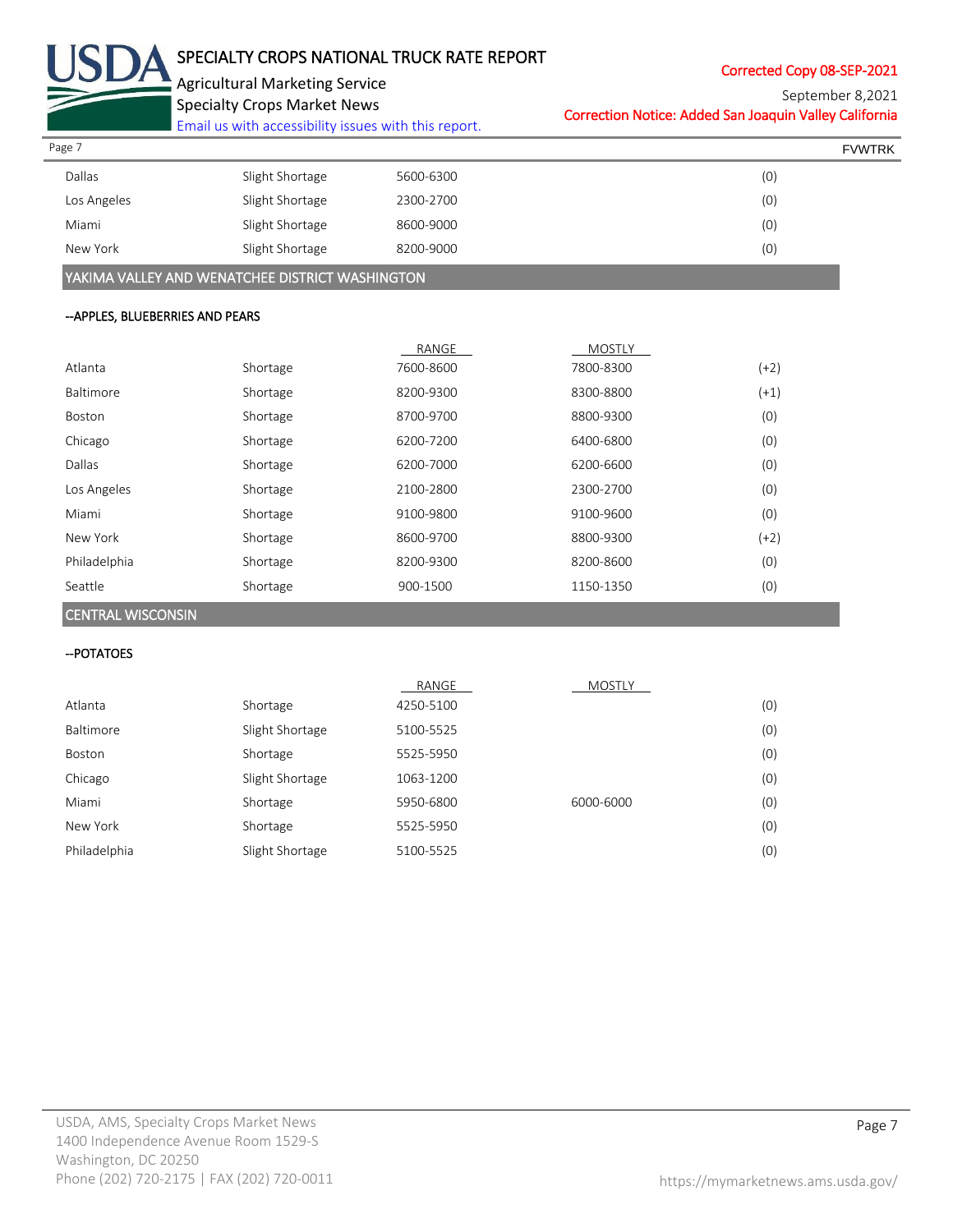| | | | | |
|---|---|---|---|---|
| Dallas | Slight Shortage | 5600-6300 | | (0) |
| Los Angeles | Slight Shortage | 2300-2700 | | (0) |
| Miami | Slight Shortage | 8600-9000 | | (0) |
| New York | Slight Shortage | 8200-9000 | | (0) |

## YAKIMA VALLEY AND WENATCHEE DISTRICT WASHINGTON

**--APPLES, BLUEBERRIES AND PEARS**

| | | RANGE | MOSTLY | |
|---|---|---|---|---|
| Atlanta | Shortage | 7600-8600 | 7800-8300 | (+2) |
| Baltimore | Shortage | 8200-9300 | 8300-8800 | (+1) |
| Boston | Shortage | 8700-9700 | 8800-9300 | (0) |
| Chicago | Shortage | 6200-7200 | 6400-6800 | (0) |
| Dallas | Shortage | 6200-7000 | 6200-6600 | (0) |
| Los Angeles | Shortage | 2100-2800 | 2300-2700 | (0) |
| Miami | Shortage | 9100-9800 | 9100-9600 | (0) |
| New York | Shortage | 8600-9700 | 8800-9300 | (+2) |
| Philadelphia | Shortage | 8200-9300 | 8200-8600 | (0) |
| Seattle | Shortage | 900-1500 | 1150-1350 | (0) |

## CENTRAL WISCONSIN

**--POTATOES**

| | | RANGE | MOSTLY | |
|---|---|---|---|---|
| Atlanta | Shortage | 4250-5100 | | (0) |
| Baltimore | Slight Shortage | 5100-5525 | | (0) |
| Boston | Shortage | 5525-5950 | | (0) |
| Chicago | Slight Shortage | 1063-1200 | | (0) |
| Miami | Shortage | 5950-6800 | 6000-6000 | (0) |
| New York | Shortage | 5525-5950 | | (0) |
| Philadelphia | Slight Shortage | 5100-5525 | | (0) |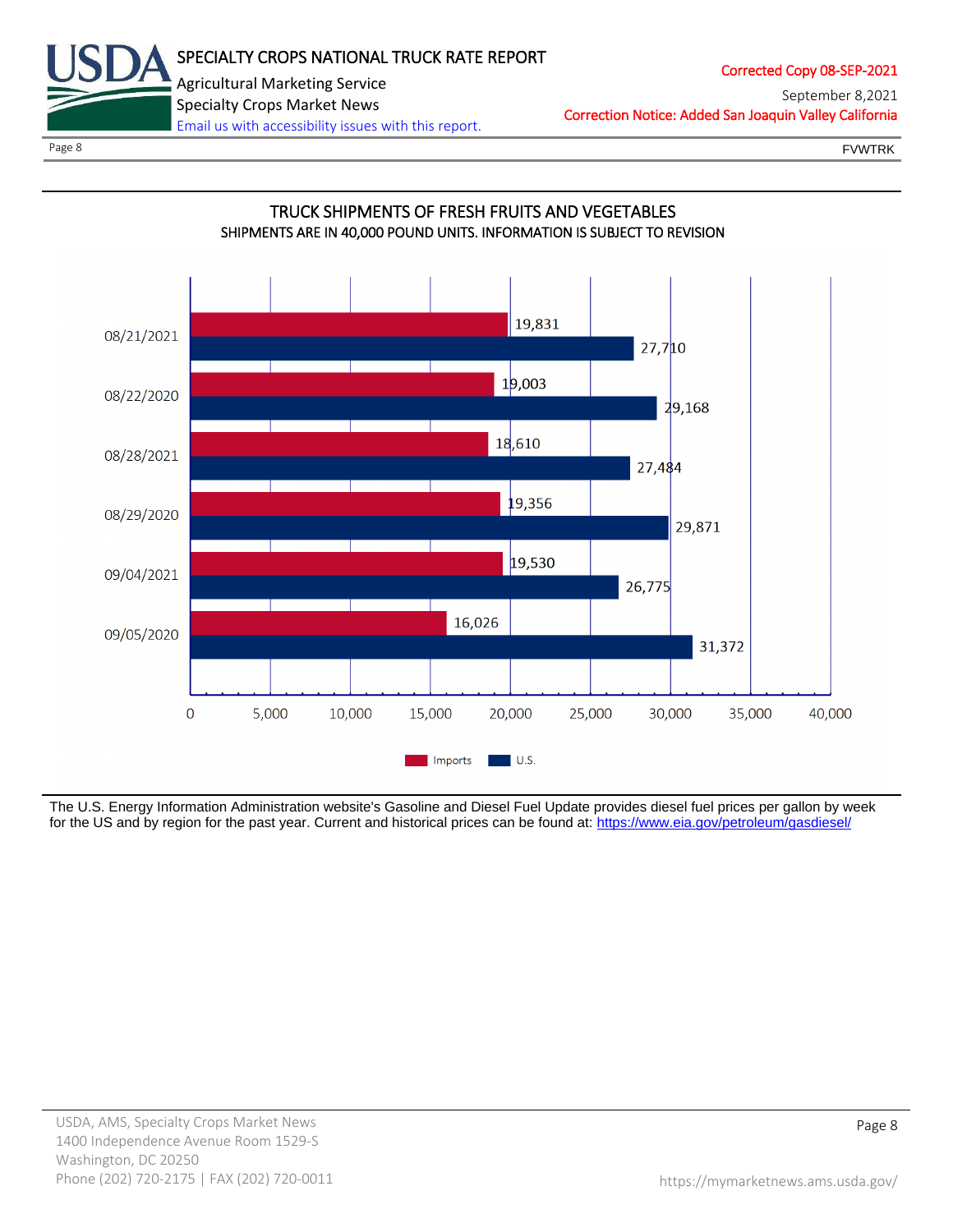## TRUCK SHIPMENTS OF FRESH FRUITS AND VEGETABLES

SHIPMENTS ARE IN 40,000 POUND UNITS. INFORMATION IS SUBJECT TO REVISION

08/21/2021
19,831
27,710

08/22/2020
19,003
29,168

08/28/2021
18,610
27,484

08/29/2020
19,356
29,871

09/04/2021
19,530
26,775

09/05/2020
16,026
31,372

0
5,000
10,000
15,000
20,000
25,000
30,000
35,000
40,000

Imports
U.S.

The U.S. Energy Information Administration website's Gasoline and Diesel Fuel Update provides diesel fuel prices per gallon by week for the US and by region for the past year. Current and historical prices can be found at: https://www.eia.gov/petroleum/gasdiesel/